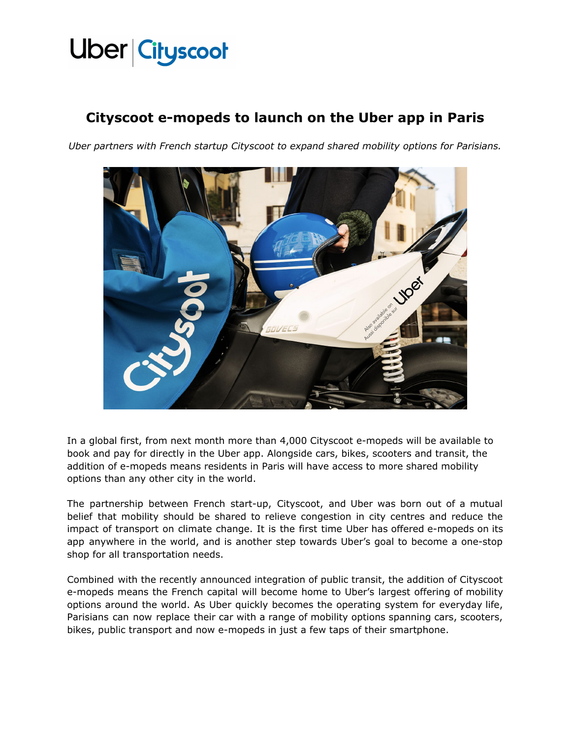Uber | Cityscoot

# Cityscoot e-mopeds to launch on the Uber app in Paris

*Uber partners with French startup Cityscoot to expand shared mobility options for Parisians.*

In a global first, from next month more than 4,000 Cityscoot e-mopeds will be available to book and pay for directly in the Uber app. Alongside cars, bikes, scooters and transit, the addition of e-mopeds means residents in Paris will have access to more shared mobility options than any other city in the world.

The partnership between French start-up, Cityscoot, and Uber was born out of a mutual belief that mobility should be shared to relieve congestion in city centres and reduce the impact of transport on climate change. It is the first time Uber has offered e-mopeds on its app anywhere in the world, and is another step towards Uber's goal to become a one-stop shop for all transportation needs.

Combined with the recently announced integration of public transit, the addition of Cityscoot e-mopeds means the French capital will become home to Uber's largest offering of mobility options around the world. As Uber quickly becomes the operating system for everyday life, Parisians can now replace their car with a range of mobility options spanning cars, scooters, bikes, public transport and now e-mopeds in just a few taps of their smartphone.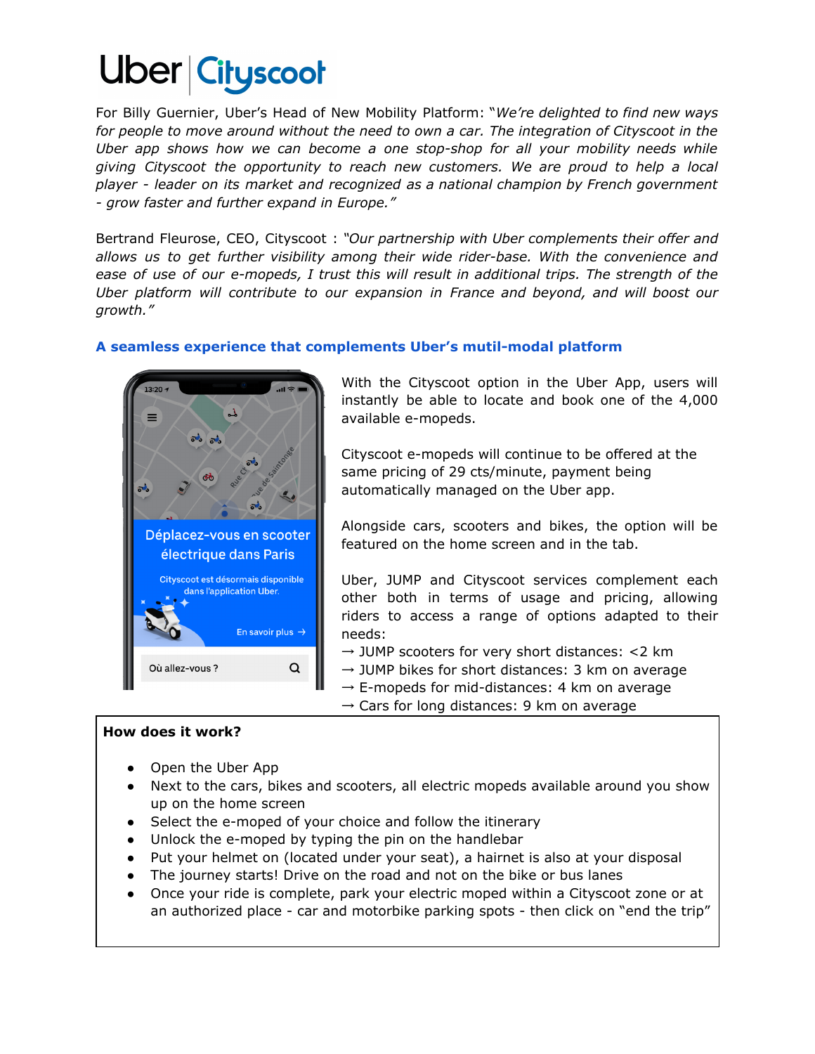Uber | Cityscoot

For Billy Guernier, Uber's Head of New Mobility Platform: "*We're delighted to find new ways for people to move around without the need to own a car. The integration of Cityscoot in the Uber app shows how we can become a one stop-shop for all your mobility needs while giving Cityscoot the opportunity to reach new customers. We are proud to help a local player - leader on its market and recognized as a national champion by French government - grow faster and further expand in Europe.*"

Bertrand Fleurose, CEO, Cityscoot : "*Our partnership with Uber complements their offer and allows us to get further visibility among their wide rider-base. With the convenience and ease of use of our e-mopeds, I trust this will result in additional trips. The strength of the Uber platform will contribute to our expansion in France and beyond, and will boost our growth.*"

## A seamless experience that complements Uber's mutil-modal platform

Déplacez-vous en scooter électrique dans Paris

Cityscoot est désormais disponible dans l'application Uber.

En savoir plus →

Où allez-vous ?

With the Cityscoot option in the Uber App, users will instantly be able to locate and book one of the 4,000 available e-mopeds.

Cityscoot e-mopeds will continue to be offered at the same pricing of 29 cts/minute, payment being automatically managed on the Uber app.

Alongside cars, scooters and bikes, the option will be featured on the home screen and in the tab.

Uber, JUMP and Cityscoot services complement each other both in terms of usage and pricing, allowing riders to access a range of options adapted to their needs:

→ JUMP scooters for very short distances: <2 km
→ JUMP bikes for short distances: 3 km on average
→ E-mopeds for mid-distances: 4 km on average
→ Cars for long distances: 9 km on average

**How does it work?**

- Open the Uber App
- Next to the cars, bikes and scooters, all electric mopeds available around you show up on the home screen
- Select the e-moped of your choice and follow the itinerary
- Unlock the e-moped by typing the pin on the handlebar
- Put your helmet on (located under your seat), a hairnet is also at your disposal
- The journey starts! Drive on the road and not on the bike or bus lanes
- Once your ride is complete, park your electric moped within a Cityscoot zone or at an authorized place - car and motorbike parking spots - then click on "end the trip"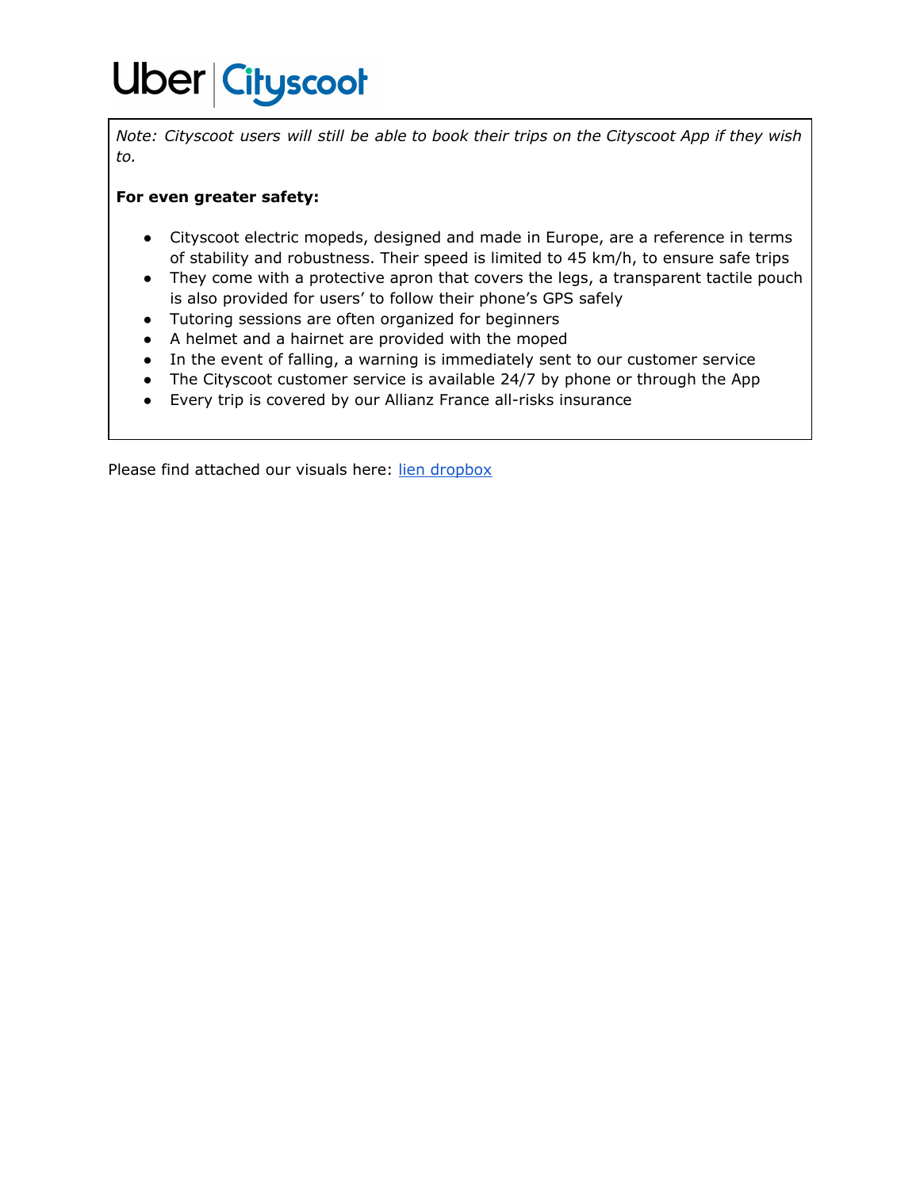Uber | Cityscoot

*Note: Cityscoot users will still be able to book their trips on the Cityscoot App if they wish to.*

**For even greater safety:**

- Cityscoot electric mopeds, designed and made in Europe, are a reference in terms of stability and robustness. Their speed is limited to 45 km/h, to ensure safe trips
- They come with a protective apron that covers the legs, a transparent tactile pouch is also provided for users' to follow their phone's GPS safely
- Tutoring sessions are often organized for beginners
- A helmet and a hairnet are provided with the moped
- In the event of falling, a warning is immediately sent to our customer service
- The Cityscoot customer service is available 24/7 by phone or through the App
- Every trip is covered by our Allianz France all-risks insurance

Please find attached our visuals here: [lien dropbox]